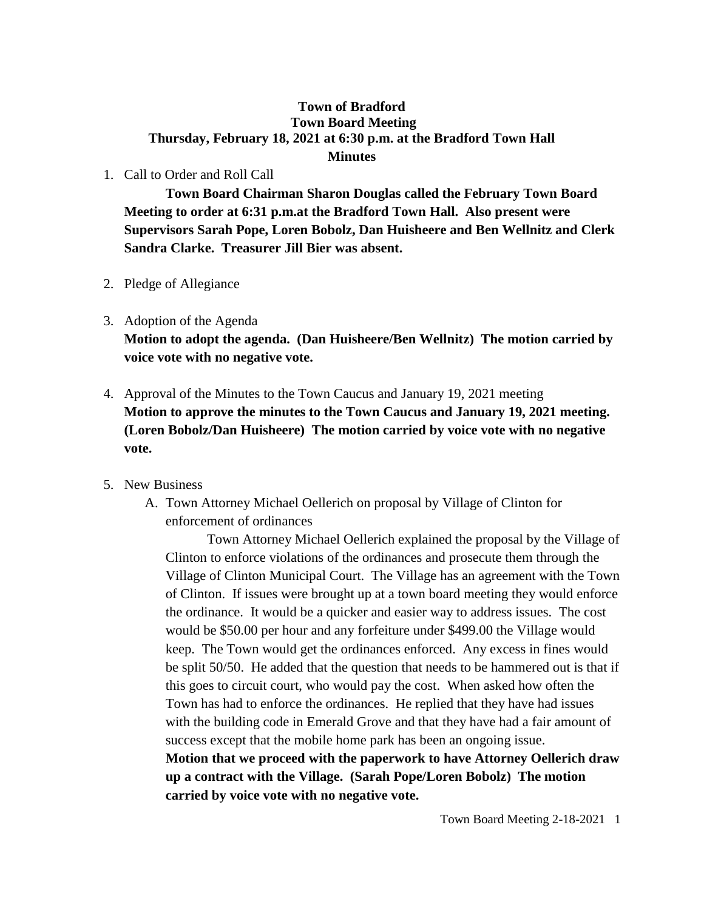**Town of Bradford**
**Town Board Meeting**
**Thursday, February 18, 2021 at 6:30 p.m. at the Bradford Town Hall**
**Minutes**

1. Call to Order and Roll Call

   **Town Board Chairman Sharon Douglas called the February Town Board Meeting to order at 6:31 p.m.at the Bradford Town Hall. Also present were Supervisors Sarah Pope, Loren Bobolz, Dan Huisheere and Ben Wellnitz and Clerk Sandra Clarke. Treasurer Jill Bier was absent.**

2. Pledge of Allegiance

3. Adoption of the Agenda
   **Motion to adopt the agenda. (Dan Huisheere/Ben Wellnitz) The motion carried by voice vote with no negative vote.**

4. Approval of the Minutes to the Town Caucus and January 19, 2021 meeting
   **Motion to approve the minutes to the Town Caucus and January 19, 2021 meeting. (Loren Bobolz/Dan Huisheere) The motion carried by voice vote with no negative vote.**

5. New Business
   A. Town Attorney Michael Oellerich on proposal by Village of Clinton for enforcement of ordinances

      Town Attorney Michael Oellerich explained the proposal by the Village of Clinton to enforce violations of the ordinances and prosecute them through the Village of Clinton Municipal Court. The Village has an agreement with the Town of Clinton. If issues were brought up at a town board meeting they would enforce the ordinance. It would be a quicker and easier way to address issues. The cost would be $50.00 per hour and any forfeiture under $499.00 the Village would keep. The Town would get the ordinances enforced. Any excess in fines would be split 50/50. He added that the question that needs to be hammered out is that if this goes to circuit court, who would pay the cost. When asked how often the Town has had to enforce the ordinances. He replied that they have had issues with the building code in Emerald Grove and that they have had a fair amount of success except that the mobile home park has been an ongoing issue.
      **Motion that we proceed with the paperwork to have Attorney Oellerich draw up a contract with the Village. (Sarah Pope/Loren Bobolz) The motion carried by voice vote with no negative vote.**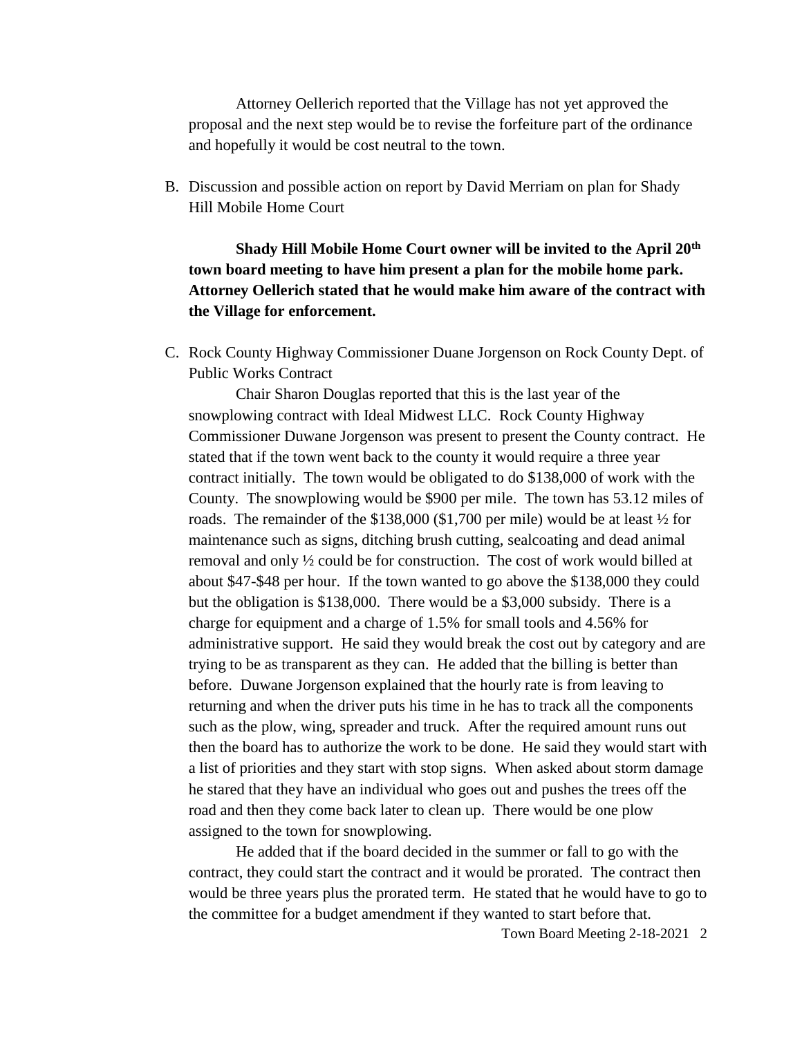Attorney Oellerich reported that the Village has not yet approved the proposal and the next step would be to revise the forfeiture part of the ordinance and hopefully it would be cost neutral to the town.

B. Discussion and possible action on report by David Merriam on plan for Shady Hill Mobile Home Court

**Shady Hill Mobile Home Court owner will be invited to the April 20th town board meeting to have him present a plan for the mobile home park. Attorney Oellerich stated that he would make him aware of the contract with the Village for enforcement.**

C. Rock County Highway Commissioner Duane Jorgenson on Rock County Dept. of Public Works Contract

Chair Sharon Douglas reported that this is the last year of the snowplowing contract with Ideal Midwest LLC. Rock County Highway Commissioner Duwane Jorgenson was present to present the County contract. He stated that if the town went back to the county it would require a three year contract initially. The town would be obligated to do $138,000 of work with the County. The snowplowing would be $900 per mile. The town has 53.12 miles of roads. The remainder of the $138,000 ($1,700 per mile) would be at least ½ for maintenance such as signs, ditching brush cutting, sealcoating and dead animal removal and only ½ could be for construction. The cost of work would billed at about $47-$48 per hour. If the town wanted to go above the $138,000 they could but the obligation is $138,000. There would be a $3,000 subsidy. There is a charge for equipment and a charge of 1.5% for small tools and 4.56% for administrative support. He said they would break the cost out by category and are trying to be as transparent as they can. He added that the billing is better than before. Duwane Jorgenson explained that the hourly rate is from leaving to returning and when the driver puts his time in he has to track all the components such as the plow, wing, spreader and truck. After the required amount runs out then the board has to authorize the work to be done. He said they would start with a list of priorities and they start with stop signs. When asked about storm damage he stared that they have an individual who goes out and pushes the trees off the road and then they come back later to clean up. There would be one plow assigned to the town for snowplowing.

He added that if the board decided in the summer or fall to go with the contract, they could start the contract and it would be prorated. The contract then would be three years plus the prorated term. He stated that he would have to go to the committee for a budget amendment if they wanted to start before that.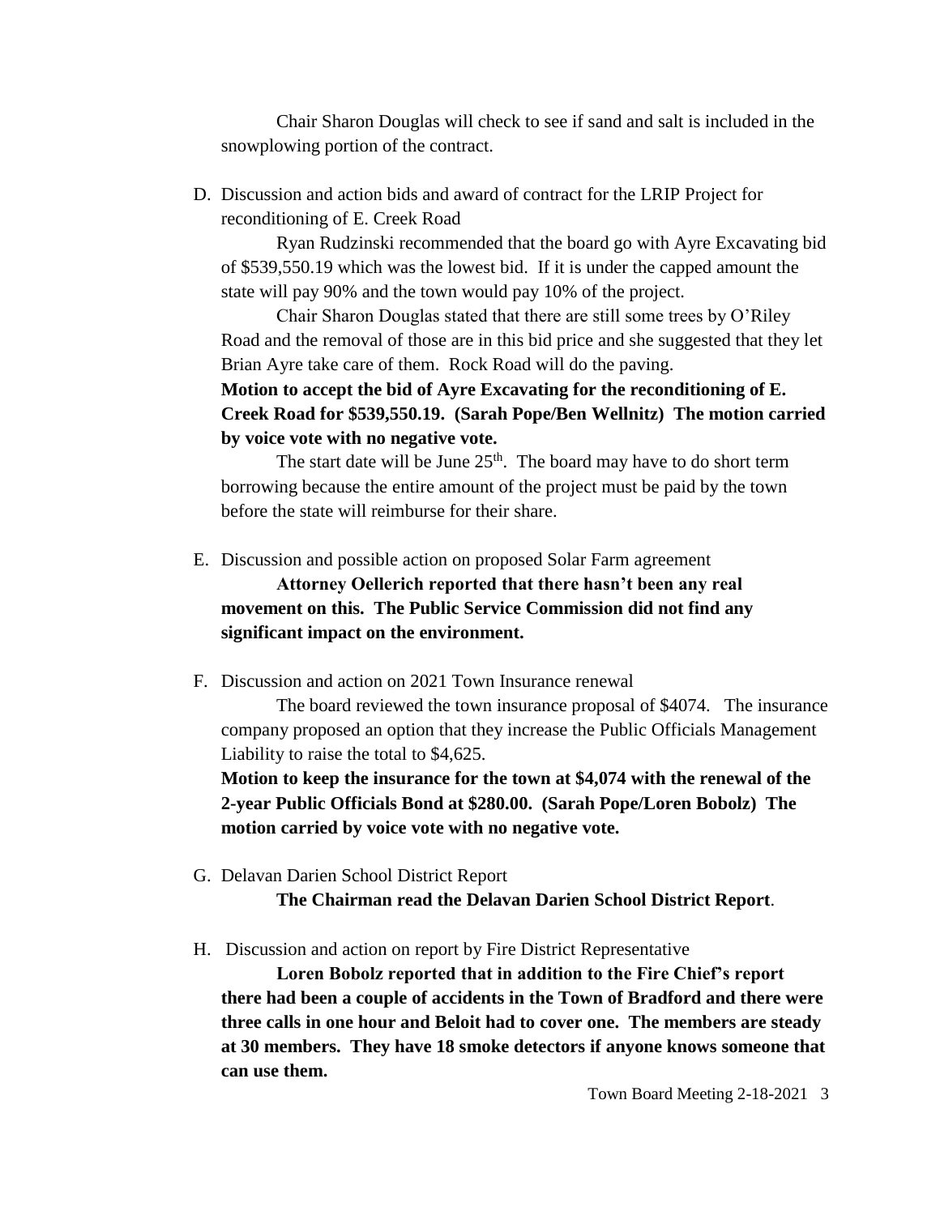Chair Sharon Douglas will check to see if sand and salt is included in the snowplowing portion of the contract.

D. Discussion and action bids and award of contract for the LRIP Project for reconditioning of E. Creek Road

Ryan Rudzinski recommended that the board go with Ayre Excavating bid of $539,550.19 which was the lowest bid. If it is under the capped amount the state will pay 90% and the town would pay 10% of the project.

Chair Sharon Douglas stated that there are still some trees by O'Riley Road and the removal of those are in this bid price and she suggested that they let Brian Ayre take care of them. Rock Road will do the paving.

**Motion to accept the bid of Ayre Excavating for the reconditioning of E. Creek Road for $539,550.19. (Sarah Pope/Ben Wellnitz) The motion carried by voice vote with no negative vote.**

The start date will be June 25th. The board may have to do short term borrowing because the entire amount of the project must be paid by the town before the state will reimburse for their share.

E. Discussion and possible action on proposed Solar Farm agreement

**Attorney Oellerich reported that there hasn't been any real movement on this. The Public Service Commission did not find any significant impact on the environment.**

F. Discussion and action on 2021 Town Insurance renewal

The board reviewed the town insurance proposal of $4074. The insurance company proposed an option that they increase the Public Officials Management Liability to raise the total to $4,625.

**Motion to keep the insurance for the town at $4,074 with the renewal of the 2-year Public Officials Bond at $280.00. (Sarah Pope/Loren Bobolz) The motion carried by voice vote with no negative vote.**

G. Delavan Darien School District Report

**The Chairman read the Delavan Darien School District Report**.

H. Discussion and action on report by Fire District Representative

**Loren Bobolz reported that in addition to the Fire Chief's report there had been a couple of accidents in the Town of Bradford and there were three calls in one hour and Beloit had to cover one. The members are steady at 30 members. They have 18 smoke detectors if anyone knows someone that can use them.**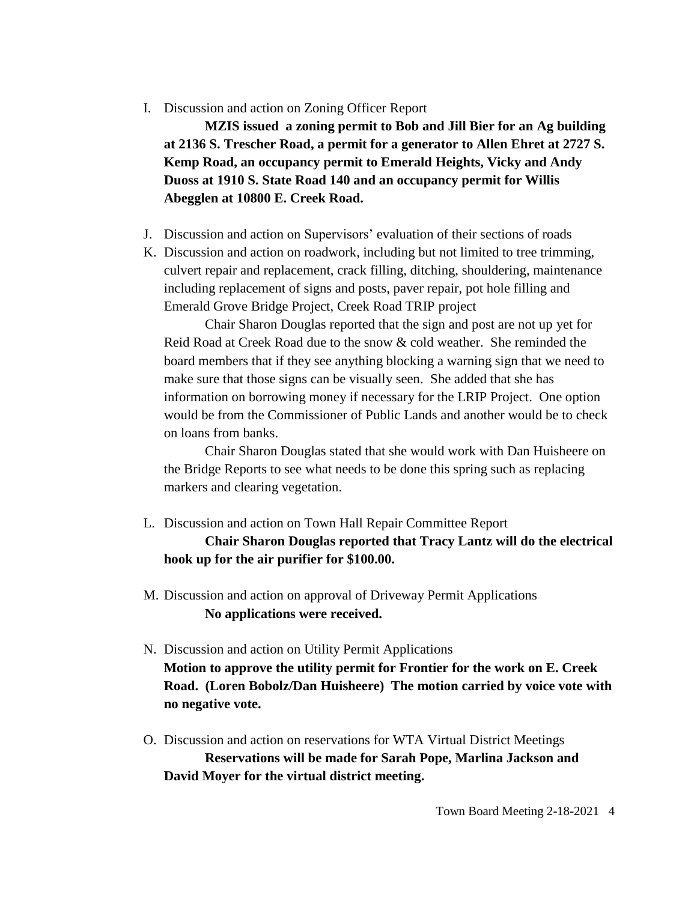I. Discussion and action on Zoning Officer Report

**MZIS issued a zoning permit to Bob and Jill Bier for an Ag building at 2136 S. Trescher Road, a permit for a generator to Allen Ehret at 2727 S. Kemp Road, an occupancy permit to Emerald Heights, Vicky and Andy Duoss at 1910 S. State Road 140 and an occupancy permit for Willis Abegglen at 10800 E. Creek Road.**

J. Discussion and action on Supervisors' evaluation of their sections of roads

K. Discussion and action on roadwork, including but not limited to tree trimming, culvert repair and replacement, crack filling, ditching, shouldering, maintenance including replacement of signs and posts, paver repair, pot hole filling and Emerald Grove Bridge Project, Creek Road TRIP project

Chair Sharon Douglas reported that the sign and post are not up yet for Reid Road at Creek Road due to the snow & cold weather. She reminded the board members that if they see anything blocking a warning sign that we need to make sure that those signs can be visually seen. She added that she has information on borrowing money if necessary for the LRIP Project. One option would be from the Commissioner of Public Lands and another would be to check on loans from banks.

Chair Sharon Douglas stated that she would work with Dan Huisheere on the Bridge Reports to see what needs to be done this spring such as replacing markers and clearing vegetation.

L. Discussion and action on Town Hall Repair Committee Report

**Chair Sharon Douglas reported that Tracy Lantz will do the electrical hook up for the air purifier for $100.00.**

M. Discussion and action on approval of Driveway Permit Applications

**No applications were received.**

N. Discussion and action on Utility Permit Applications

**Motion to approve the utility permit for Frontier for the work on E. Creek Road. (Loren Bobolz/Dan Huisheere) The motion carried by voice vote with no negative vote.**

O. Discussion and action on reservations for WTA Virtual District Meetings

**Reservations will be made for Sarah Pope, Marlina Jackson and David Moyer for the virtual district meeting.**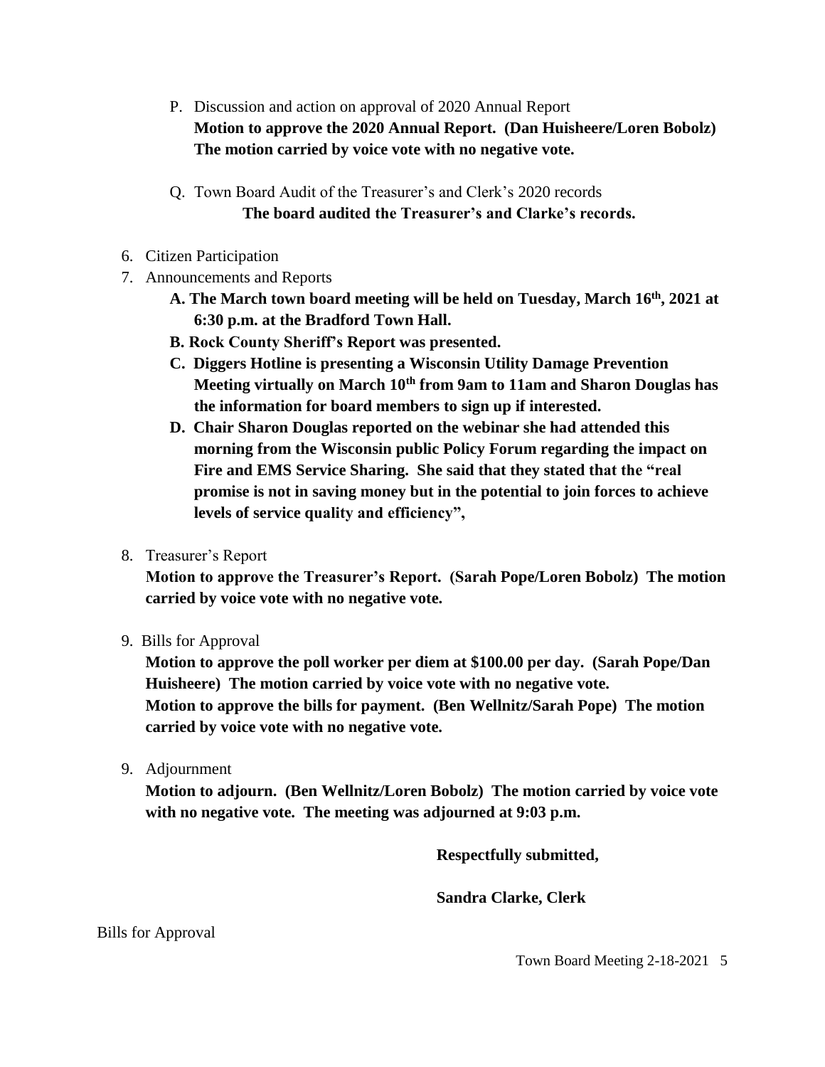P. Discussion and action on approval of 2020 Annual Report
   **Motion to approve the 2020 Annual Report. (Dan Huisheere/Loren Bobolz) The motion carried by voice vote with no negative vote.**

Q. Town Board Audit of the Treasurer's and Clerk's 2020 records
   **The board audited the Treasurer's and Clarke's records.**

6. Citizen Participation
7. Announcements and Reports
   **A. The March town board meeting will be held on Tuesday, March 16th, 2021 at 6:30 p.m. at the Bradford Town Hall.**
   **B. Rock County Sheriff's Report was presented.**
   **C. Diggers Hotline is presenting a Wisconsin Utility Damage Prevention Meeting virtually on March 10th from 9am to 11am and Sharon Douglas has the information for board members to sign up if interested.**
   **D. Chair Sharon Douglas reported on the webinar she had attended this morning from the Wisconsin public Policy Forum regarding the impact on Fire and EMS Service Sharing. She said that they stated that the "real promise is not in saving money but in the potential to join forces to achieve levels of service quality and efficiency",**

8. Treasurer's Report
   **Motion to approve the Treasurer's Report. (Sarah Pope/Loren Bobolz) The motion carried by voice vote with no negative vote.**

9. Bills for Approval
   **Motion to approve the poll worker per diem at $100.00 per day. (Sarah Pope/Dan Huisheere) The motion carried by voice vote with no negative vote.**
   **Motion to approve the bills for payment. (Ben Wellnitz/Sarah Pope) The motion carried by voice vote with no negative vote.**

9. Adjournment
   **Motion to adjourn. (Ben Wellnitz/Loren Bobolz) The motion carried by voice vote with no negative vote. The meeting was adjourned at 9:03 p.m.**

**Respectfully submitted,**

**Sandra Clarke, Clerk**

Bills for Approval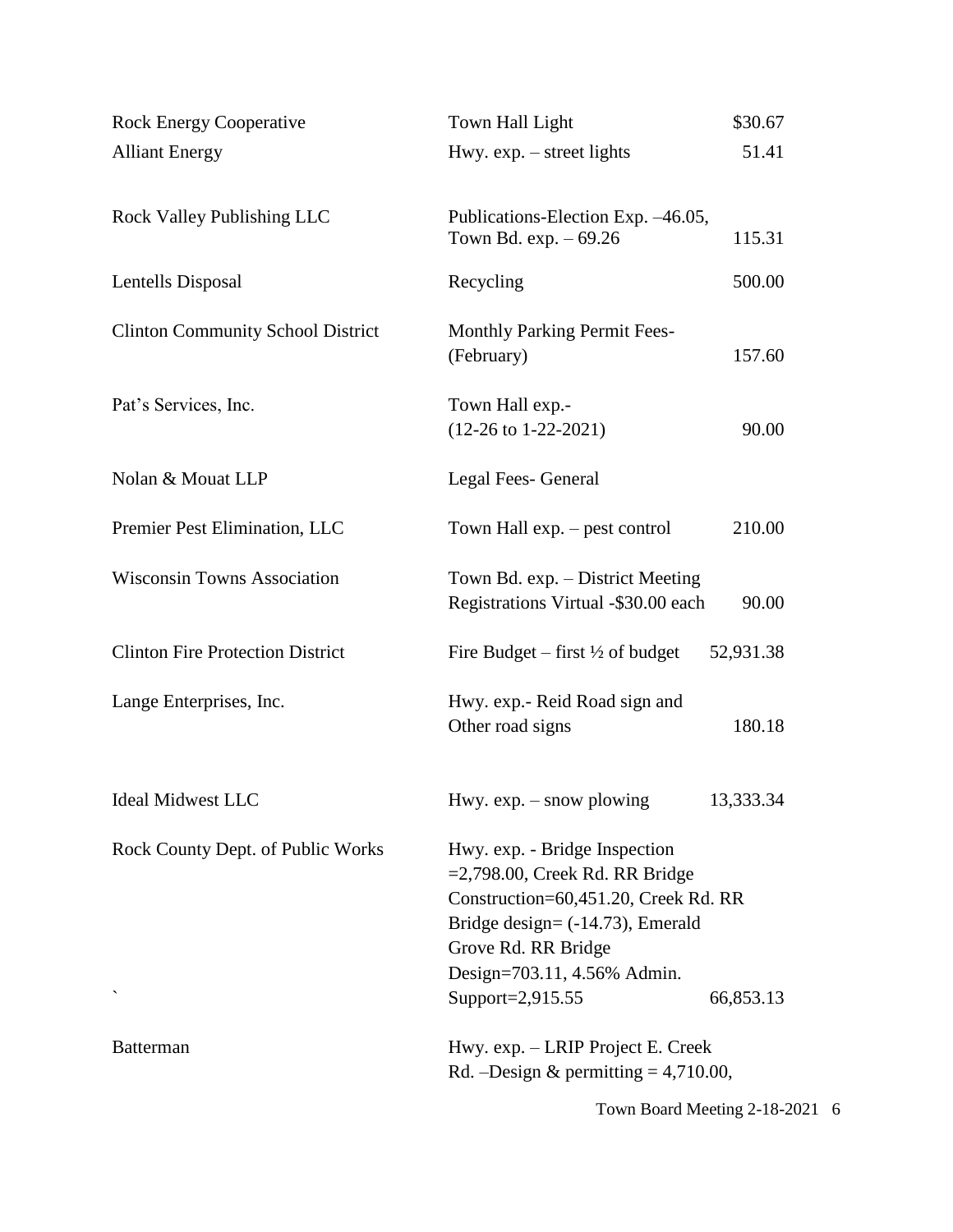| | | |
|---|---|---|
| Rock Energy Cooperative | Town Hall Light | $30.67 |
| Alliant Energy | Hwy. exp. – street lights | 51.41 |
| Rock Valley Publishing LLC | Publications-Election Exp. –46.05, Town Bd. exp. – 69.26 | 115.31 |
| Lentells Disposal | Recycling | 500.00 |
| Clinton Community School District | Monthly Parking Permit Fees- (February) | 157.60 |
| Pat's Services, Inc. | Town Hall exp.- (12-26 to 1-22-2021) | 90.00 |
| Nolan & Mouat LLP | Legal Fees- General | |
| Premier Pest Elimination, LLC | Town Hall exp. – pest control | 210.00 |
| Wisconsin Towns Association | Town Bd. exp. – District Meeting Registrations Virtual -$30.00 each | 90.00 |
| Clinton Fire Protection District | Fire Budget – first ½ of budget | 52,931.38 |
| Lange Enterprises, Inc. | Hwy. exp.- Reid Road sign and Other road signs | 180.18 |
| Ideal Midwest LLC | Hwy. exp. – snow plowing | 13,333.34 |
| Rock County Dept. of Public Works | Hwy. exp. - Bridge Inspection =2,798.00, Creek Rd. RR Bridge Construction=60,451.20, Creek Rd. RR Bridge design= (-14.73), Emerald Grove Rd. RR Bridge Design=703.11, 4.56% Admin. Support=2,915.55 | 66,853.13 |
| Batterman | Hwy. exp. – LRIP Project E. Creek Rd. –Design & permitting = 4,710.00, | |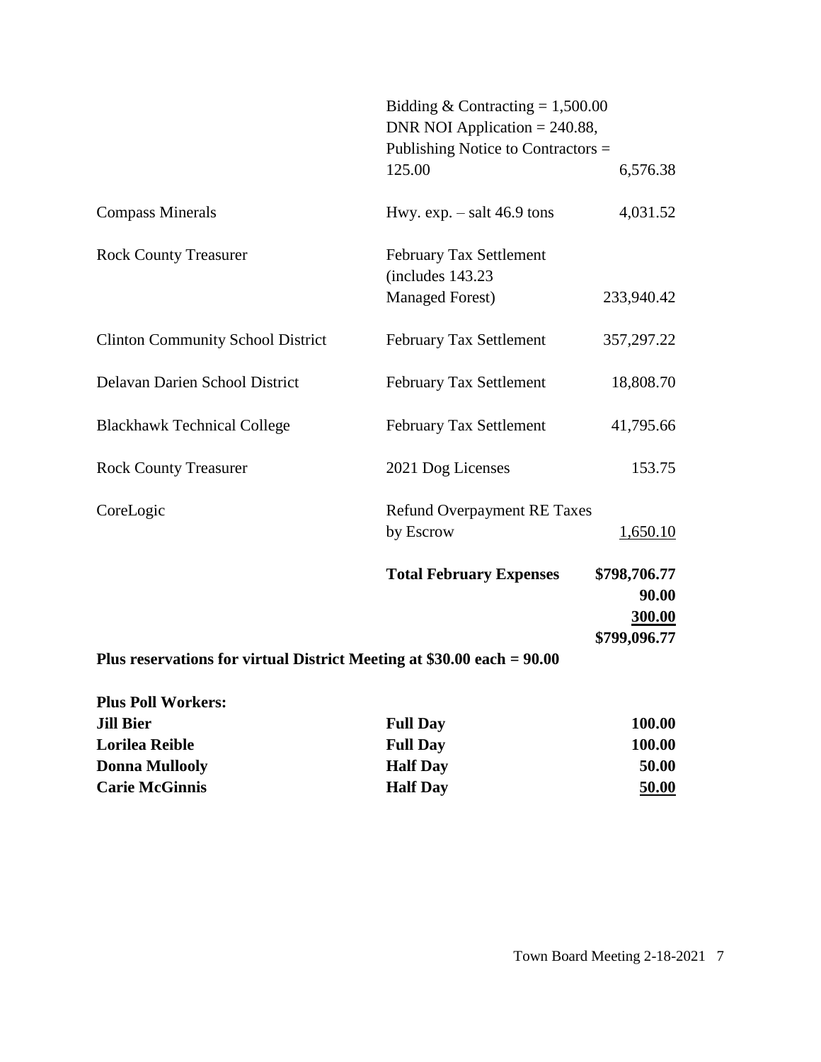| | | |
|---|---|---|
| | Bidding & Contracting = 1,500.00 DNR NOI Application = 240.88, Publishing Notice to Contractors = 125.00 | 6,576.38 |
| Compass Minerals | Hwy. exp. – salt 46.9 tons | 4,031.52 |
| Rock County Treasurer | February Tax Settlement (includes 143.23 Managed Forest) | 233,940.42 |
| Clinton Community School District | February Tax Settlement | 357,297.22 |
| Delavan Darien School District | February Tax Settlement | 18,808.70 |
| Blackhawk Technical College | February Tax Settlement | 41,795.66 |
| Rock County Treasurer | 2021 Dog Licenses | 153.75 |
| CoreLogic | Refund Overpayment RE Taxes by Escrow | 1,650.10 |
| | **Total February Expenses** | **$798,706.77** |
| | | **90.00** |
| | | **300.00** |
| | | **$799,096.77** |

**Plus reservations for virtual District Meeting at $30.00 each = 90.00**

| | | |
|---|---|---|
| **Plus Poll Workers:** | | |
| **Jill Bier** | **Full Day** | **100.00** |
| **Lorilea Reible** | **Full Day** | **100.00** |
| **Donna Mullooly** | **Half Day** | **50.00** |
| **Carie McGinnis** | **Half Day** | **50.00** |